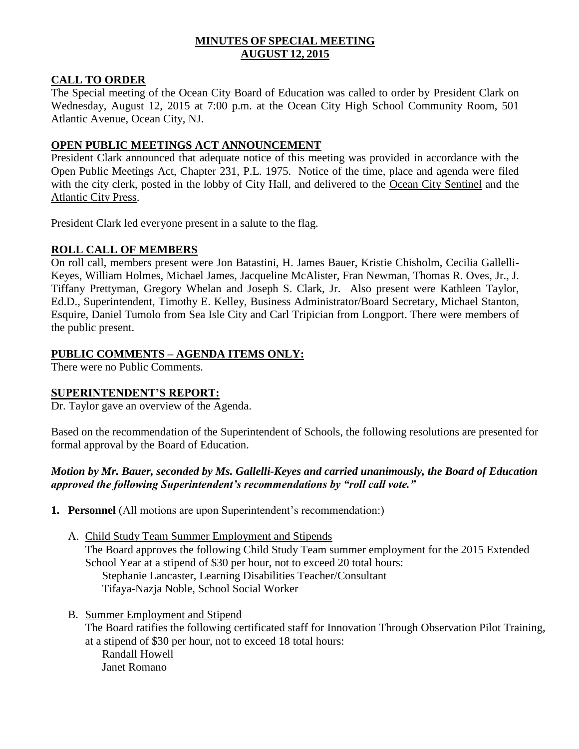# MINUTES OF SPECIAL MEETING
# AUGUST 12, 2015

## CALL TO ORDER

The Special meeting of the Ocean City Board of Education was called to order by President Clark on Wednesday, August 12, 2015 at 7:00 p.m. at the Ocean City High School Community Room, 501 Atlantic Avenue, Ocean City, NJ.

## OPEN PUBLIC MEETINGS ACT ANNOUNCEMENT

President Clark announced that adequate notice of this meeting was provided in accordance with the Open Public Meetings Act, Chapter 231, P.L. 1975. Notice of the time, place and agenda were filed with the city clerk, posted in the lobby of City Hall, and delivered to the Ocean City Sentinel and the Atlantic City Press.

President Clark led everyone present in a salute to the flag.

## ROLL CALL OF MEMBERS

On roll call, members present were Jon Batastini, H. James Bauer, Kristie Chisholm, Cecilia Gallelli-Keyes, William Holmes, Michael James, Jacqueline McAlister, Fran Newman, Thomas R. Oves, Jr., J. Tiffany Prettyman, Gregory Whelan and Joseph S. Clark, Jr. Also present were Kathleen Taylor, Ed.D., Superintendent, Timothy E. Kelley, Business Administrator/Board Secretary, Michael Stanton, Esquire, Daniel Tumolo from Sea Isle City and Carl Tripician from Longport. There were members of the public present.

## PUBLIC COMMENTS – AGENDA ITEMS ONLY:

There were no Public Comments.

## SUPERINTENDENT'S REPORT:

Dr. Taylor gave an overview of the Agenda.

Based on the recommendation of the Superintendent of Schools, the following resolutions are presented for formal approval by the Board of Education.

***Motion by Mr. Bauer, seconded by Ms. Gallelli-Keyes and carried unanimously, the Board of Education approved the following Superintendent's recommendations by "roll call vote."***

1. **Personnel** (All motions are upon Superintendent's recommendation:)

   A. Child Study Team Summer Employment and Stipends
   The Board approves the following Child Study Team summer employment for the 2015 Extended School Year at a stipend of $30 per hour, not to exceed 20 total hours:
   Stephanie Lancaster, Learning Disabilities Teacher/Consultant
   Tifaya-Nazja Noble, School Social Worker

   B. Summer Employment and Stipend
   The Board ratifies the following certificated staff for Innovation Through Observation Pilot Training, at a stipend of $30 per hour, not to exceed 18 total hours:
   Randall Howell
   Janet Romano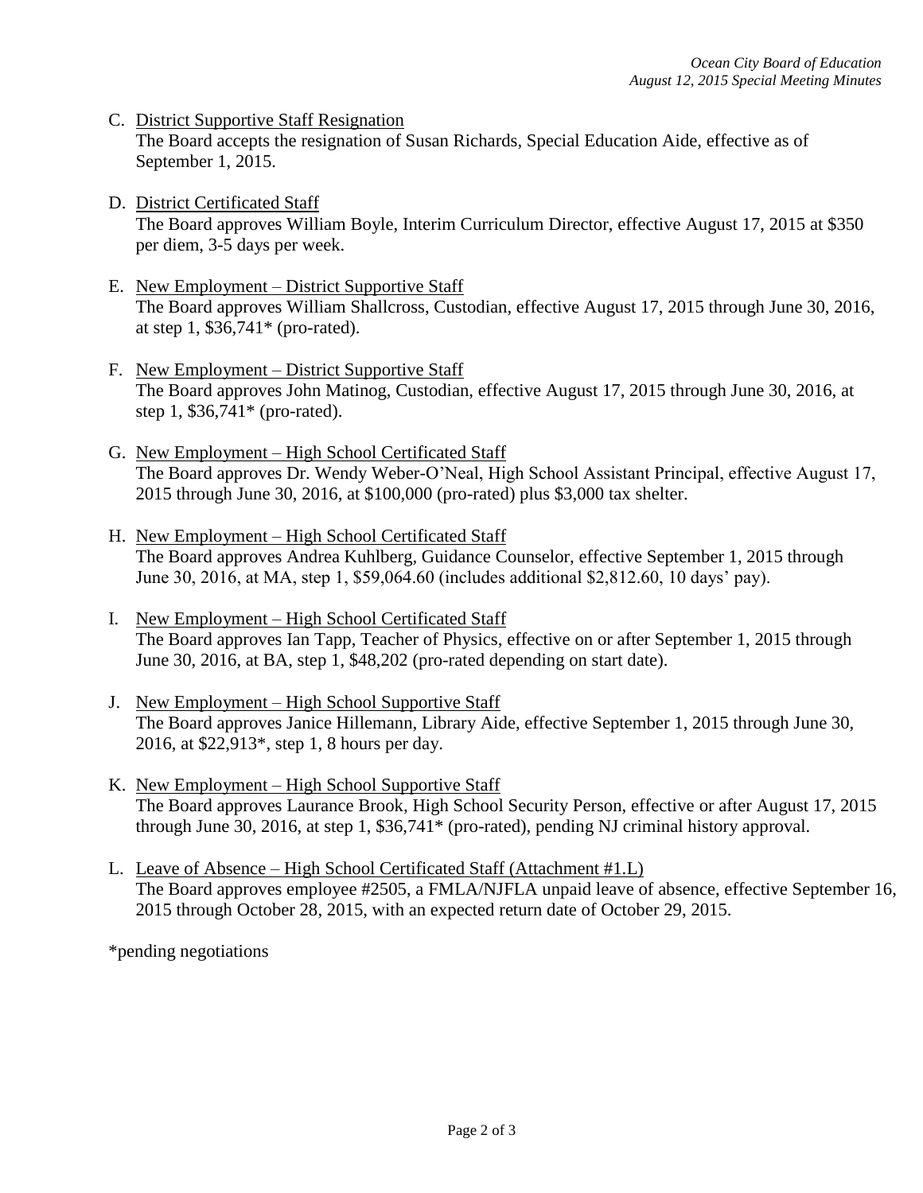C. <u>District Supportive Staff Resignation</u>
   The Board accepts the resignation of Susan Richards, Special Education Aide, effective as of September 1, 2015.

D. <u>District Certificated Staff</u>
   The Board approves William Boyle, Interim Curriculum Director, effective August 17, 2015 at $350 per diem, 3-5 days per week.

E. <u>New Employment – District Supportive Staff</u>
   The Board approves William Shallcross, Custodian, effective August 17, 2015 through June 30, 2016, at step 1, $36,741* (pro-rated).

F. <u>New Employment – District Supportive Staff</u>
   The Board approves John Matinog, Custodian, effective August 17, 2015 through June 30, 2016, at step 1, $36,741* (pro-rated).

G. <u>New Employment – High School Certificated Staff</u>
   The Board approves Dr. Wendy Weber-O'Neal, High School Assistant Principal, effective August 17, 2015 through June 30, 2016, at $100,000 (pro-rated) plus $3,000 tax shelter.

H. <u>New Employment – High School Certificated Staff</u>
   The Board approves Andrea Kuhlberg, Guidance Counselor, effective September 1, 2015 through June 30, 2016, at MA, step 1, $59,064.60 (includes additional $2,812.60, 10 days' pay).

I. <u>New Employment – High School Certificated Staff</u>
   The Board approves Ian Tapp, Teacher of Physics, effective on or after September 1, 2015 through June 30, 2016, at BA, step 1, $48,202 (pro-rated depending on start date).

J. <u>New Employment – High School Supportive Staff</u>
   The Board approves Janice Hillemann, Library Aide, effective September 1, 2015 through June 30, 2016, at $22,913*, step 1, 8 hours per day.

K. <u>New Employment – High School Supportive Staff</u>
   The Board approves Laurance Brook, High School Security Person, effective or after August 17, 2015 through June 30, 2016, at step 1, $36,741* (pro-rated), pending NJ criminal history approval.

L. <u>Leave of Absence – High School Certificated Staff (Attachment #1.L)</u>
   The Board approves employee #2505, a FMLA/NJFLA unpaid leave of absence, effective September 16, 2015 through October 28, 2015, with an expected return date of October 29, 2015.

*pending negotiations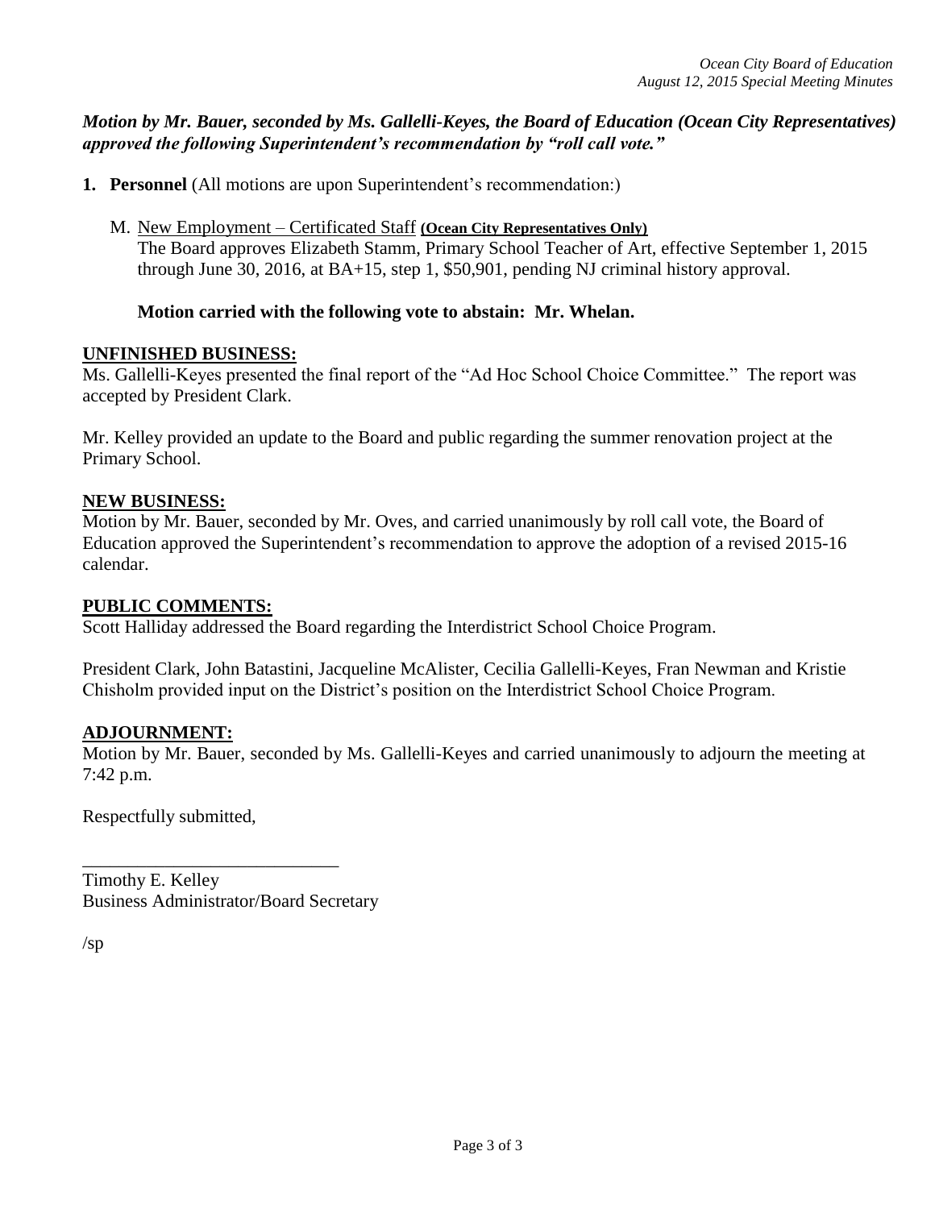***Motion by Mr. Bauer, seconded by Ms. Gallelli-Keyes, the Board of Education (Ocean City Representatives) approved the following Superintendent's recommendation by "roll call vote."***

1. **Personnel** (All motions are upon Superintendent's recommendation:)

   M. New Employment – Certificated Staff **(Ocean City Representatives Only)**
   The Board approves Elizabeth Stamm, Primary School Teacher of Art, effective September 1, 2015 through June 30, 2016, at BA+15, step 1, $50,901, pending NJ criminal history approval.

   **Motion carried with the following vote to abstain: Mr. Whelan.**

## UNFINISHED BUSINESS:

Ms. Gallelli-Keyes presented the final report of the "Ad Hoc School Choice Committee." The report was accepted by President Clark.

Mr. Kelley provided an update to the Board and public regarding the summer renovation project at the Primary School.

## NEW BUSINESS:

Motion by Mr. Bauer, seconded by Mr. Oves, and carried unanimously by roll call vote, the Board of Education approved the Superintendent's recommendation to approve the adoption of a revised 2015-16 calendar.

## PUBLIC COMMENTS:

Scott Halliday addressed the Board regarding the Interdistrict School Choice Program.

President Clark, John Batastini, Jacqueline McAlister, Cecilia Gallelli-Keyes, Fran Newman and Kristie Chisholm provided input on the District's position on the Interdistrict School Choice Program.

## ADJOURNMENT:

Motion by Mr. Bauer, seconded by Ms. Gallelli-Keyes and carried unanimously to adjourn the meeting at 7:42 p.m.

Respectfully submitted,

\_\_\_\_\_\_\_\_\_\_\_\_\_\_\_\_\_\_\_\_\_\_\_\_\_\_\_\_

Timothy E. Kelley
Business Administrator/Board Secretary

/sp